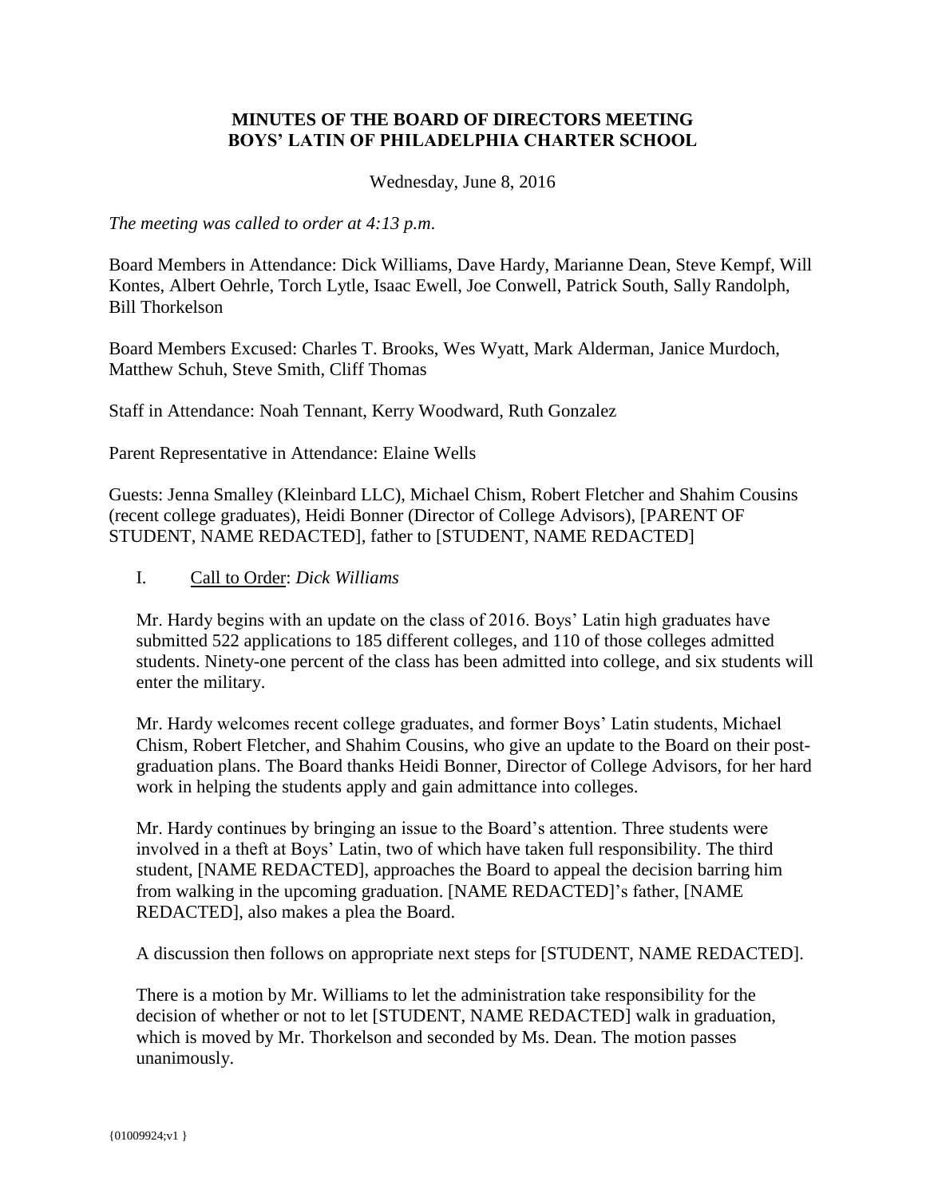**MINUTES OF THE BOARD OF DIRECTORS MEETING**
**BOYS' LATIN OF PHILADELPHIA CHARTER SCHOOL**

Wednesday, June 8, 2016

*The meeting was called to order at 4:13 p.m.*

Board Members in Attendance: Dick Williams, Dave Hardy, Marianne Dean, Steve Kempf, Will Kontes, Albert Oehrle, Torch Lytle, Isaac Ewell, Joe Conwell, Patrick South, Sally Randolph, Bill Thorkelson

Board Members Excused: Charles T. Brooks, Wes Wyatt, Mark Alderman, Janice Murdoch, Matthew Schuh, Steve Smith, Cliff Thomas

Staff in Attendance: Noah Tennant, Kerry Woodward, Ruth Gonzalez

Parent Representative in Attendance: Elaine Wells

Guests: Jenna Smalley (Kleinbard LLC), Michael Chism, Robert Fletcher and Shahim Cousins (recent college graduates), Heidi Bonner (Director of College Advisors), [PARENT OF STUDENT, NAME REDACTED], father to [STUDENT, NAME REDACTED]

I. Call to Order: *Dick Williams*

Mr. Hardy begins with an update on the class of 2016. Boys' Latin high graduates have submitted 522 applications to 185 different colleges, and 110 of those colleges admitted students. Ninety-one percent of the class has been admitted into college, and six students will enter the military.

Mr. Hardy welcomes recent college graduates, and former Boys' Latin students, Michael Chism, Robert Fletcher, and Shahim Cousins, who give an update to the Board on their post-graduation plans. The Board thanks Heidi Bonner, Director of College Advisors, for her hard work in helping the students apply and gain admittance into colleges.

Mr. Hardy continues by bringing an issue to the Board's attention. Three students were involved in a theft at Boys' Latin, two of which have taken full responsibility. The third student, [NAME REDACTED], approaches the Board to appeal the decision barring him from walking in the upcoming graduation. [NAME REDACTED]'s father, [NAME REDACTED], also makes a plea the Board.

A discussion then follows on appropriate next steps for [STUDENT, NAME REDACTED].

There is a motion by Mr. Williams to let the administration take responsibility for the decision of whether or not to let [STUDENT, NAME REDACTED] walk in graduation, which is moved by Mr. Thorkelson and seconded by Ms. Dean. The motion passes unanimously.

{01009924;v1 }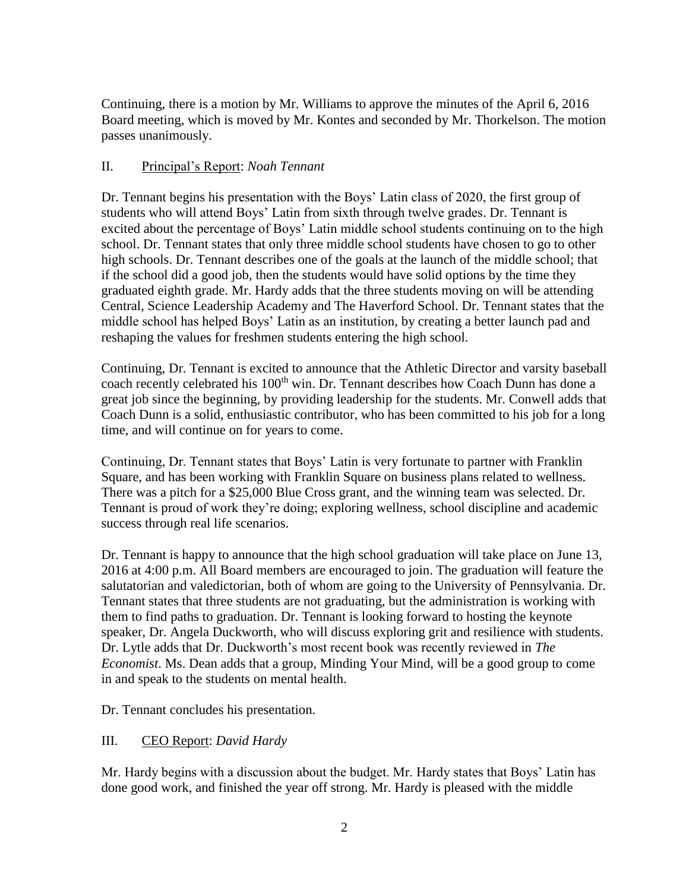Continuing, there is a motion by Mr. Williams to approve the minutes of the April 6, 2016 Board meeting, which is moved by Mr. Kontes and seconded by Mr. Thorkelson. The motion passes unanimously.

## II. <u>Principal's Report</u>: *Noah Tennant*

Dr. Tennant begins his presentation with the Boys' Latin class of 2020, the first group of students who will attend Boys' Latin from sixth through twelve grades. Dr. Tennant is excited about the percentage of Boys' Latin middle school students continuing on to the high school. Dr. Tennant states that only three middle school students have chosen to go to other high schools. Dr. Tennant describes one of the goals at the launch of the middle school; that if the school did a good job, then the students would have solid options by the time they graduated eighth grade. Mr. Hardy adds that the three students moving on will be attending Central, Science Leadership Academy and The Haverford School. Dr. Tennant states that the middle school has helped Boys' Latin as an institution, by creating a better launch pad and reshaping the values for freshmen students entering the high school.

Continuing, Dr. Tennant is excited to announce that the Athletic Director and varsity baseball coach recently celebrated his 100th win. Dr. Tennant describes how Coach Dunn has done a great job since the beginning, by providing leadership for the students. Mr. Conwell adds that Coach Dunn is a solid, enthusiastic contributor, who has been committed to his job for a long time, and will continue on for years to come.

Continuing, Dr. Tennant states that Boys' Latin is very fortunate to partner with Franklin Square, and has been working with Franklin Square on business plans related to wellness. There was a pitch for a $25,000 Blue Cross grant, and the winning team was selected. Dr. Tennant is proud of work they're doing; exploring wellness, school discipline and academic success through real life scenarios.

Dr. Tennant is happy to announce that the high school graduation will take place on June 13, 2016 at 4:00 p.m. All Board members are encouraged to join. The graduation will feature the salutatorian and valedictorian, both of whom are going to the University of Pennsylvania. Dr. Tennant states that three students are not graduating, but the administration is working with them to find paths to graduation. Dr. Tennant is looking forward to hosting the keynote speaker, Dr. Angela Duckworth, who will discuss exploring grit and resilience with students. Dr. Lytle adds that Dr. Duckworth's most recent book was recently reviewed in *The Economist*. Ms. Dean adds that a group, Minding Your Mind, will be a good group to come in and speak to the students on mental health.

Dr. Tennant concludes his presentation.

## III. <u>CEO Report</u>: *David Hardy*

Mr. Hardy begins with a discussion about the budget. Mr. Hardy states that Boys' Latin has done good work, and finished the year off strong. Mr. Hardy is pleased with the middle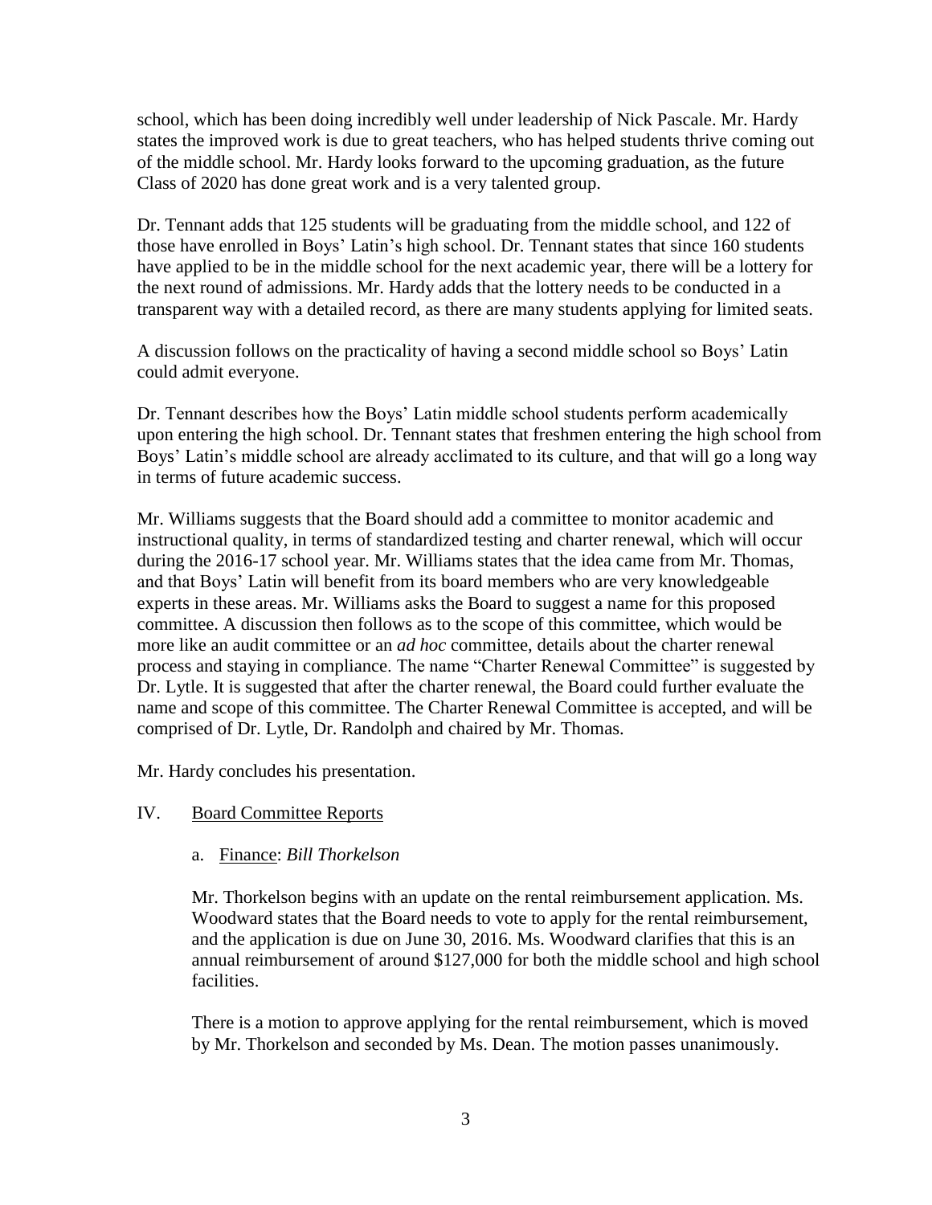school, which has been doing incredibly well under leadership of Nick Pascale. Mr. Hardy states the improved work is due to great teachers, who has helped students thrive coming out of the middle school. Mr. Hardy looks forward to the upcoming graduation, as the future Class of 2020 has done great work and is a very talented group.

Dr. Tennant adds that 125 students will be graduating from the middle school, and 122 of those have enrolled in Boys' Latin's high school. Dr. Tennant states that since 160 students have applied to be in the middle school for the next academic year, there will be a lottery for the next round of admissions. Mr. Hardy adds that the lottery needs to be conducted in a transparent way with a detailed record, as there are many students applying for limited seats.

A discussion follows on the practicality of having a second middle school so Boys' Latin could admit everyone.

Dr. Tennant describes how the Boys' Latin middle school students perform academically upon entering the high school. Dr. Tennant states that freshmen entering the high school from Boys' Latin's middle school are already acclimated to its culture, and that will go a long way in terms of future academic success.

Mr. Williams suggests that the Board should add a committee to monitor academic and instructional quality, in terms of standardized testing and charter renewal, which will occur during the 2016-17 school year. Mr. Williams states that the idea came from Mr. Thomas, and that Boys' Latin will benefit from its board members who are very knowledgeable experts in these areas. Mr. Williams asks the Board to suggest a name for this proposed committee. A discussion then follows as to the scope of this committee, which would be more like an audit committee or an *ad hoc* committee, details about the charter renewal process and staying in compliance. The name "Charter Renewal Committee" is suggested by Dr. Lytle. It is suggested that after the charter renewal, the Board could further evaluate the name and scope of this committee. The Charter Renewal Committee is accepted, and will be comprised of Dr. Lytle, Dr. Randolph and chaired by Mr. Thomas.

Mr. Hardy concludes his presentation.

IV. Board Committee Reports

a. Finance: *Bill Thorkelson*

Mr. Thorkelson begins with an update on the rental reimbursement application. Ms. Woodward states that the Board needs to vote to apply for the rental reimbursement, and the application is due on June 30, 2016. Ms. Woodward clarifies that this is an annual reimbursement of around $127,000 for both the middle school and high school facilities.

There is a motion to approve applying for the rental reimbursement, which is moved by Mr. Thorkelson and seconded by Ms. Dean. The motion passes unanimously.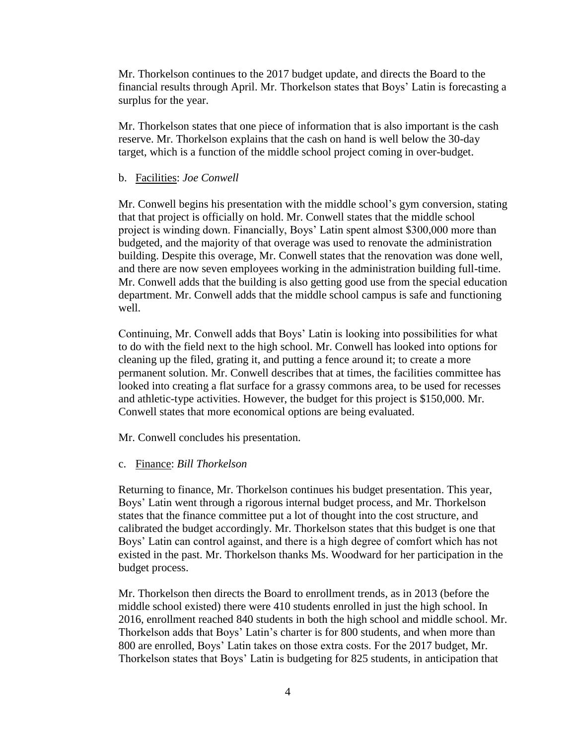Mr. Thorkelson continues to the 2017 budget update, and directs the Board to the financial results through April. Mr. Thorkelson states that Boys' Latin is forecasting a surplus for the year.

Mr. Thorkelson states that one piece of information that is also important is the cash reserve. Mr. Thorkelson explains that the cash on hand is well below the 30-day target, which is a function of the middle school project coming in over-budget.

b. Facilities: *Joe Conwell*

Mr. Conwell begins his presentation with the middle school's gym conversion, stating that that project is officially on hold. Mr. Conwell states that the middle school project is winding down. Financially, Boys' Latin spent almost $300,000 more than budgeted, and the majority of that overage was used to renovate the administration building. Despite this overage, Mr. Conwell states that the renovation was done well, and there are now seven employees working in the administration building full-time. Mr. Conwell adds that the building is also getting good use from the special education department. Mr. Conwell adds that the middle school campus is safe and functioning well.

Continuing, Mr. Conwell adds that Boys' Latin is looking into possibilities for what to do with the field next to the high school. Mr. Conwell has looked into options for cleaning up the filed, grating it, and putting a fence around it; to create a more permanent solution. Mr. Conwell describes that at times, the facilities committee has looked into creating a flat surface for a grassy commons area, to be used for recesses and athletic-type activities. However, the budget for this project is $150,000. Mr. Conwell states that more economical options are being evaluated.

Mr. Conwell concludes his presentation.

c. Finance: *Bill Thorkelson*

Returning to finance, Mr. Thorkelson continues his budget presentation. This year, Boys' Latin went through a rigorous internal budget process, and Mr. Thorkelson states that the finance committee put a lot of thought into the cost structure, and calibrated the budget accordingly. Mr. Thorkelson states that this budget is one that Boys' Latin can control against, and there is a high degree of comfort which has not existed in the past. Mr. Thorkelson thanks Ms. Woodward for her participation in the budget process.

Mr. Thorkelson then directs the Board to enrollment trends, as in 2013 (before the middle school existed) there were 410 students enrolled in just the high school. In 2016, enrollment reached 840 students in both the high school and middle school. Mr. Thorkelson adds that Boys' Latin's charter is for 800 students, and when more than 800 are enrolled, Boys' Latin takes on those extra costs. For the 2017 budget, Mr. Thorkelson states that Boys' Latin is budgeting for 825 students, in anticipation that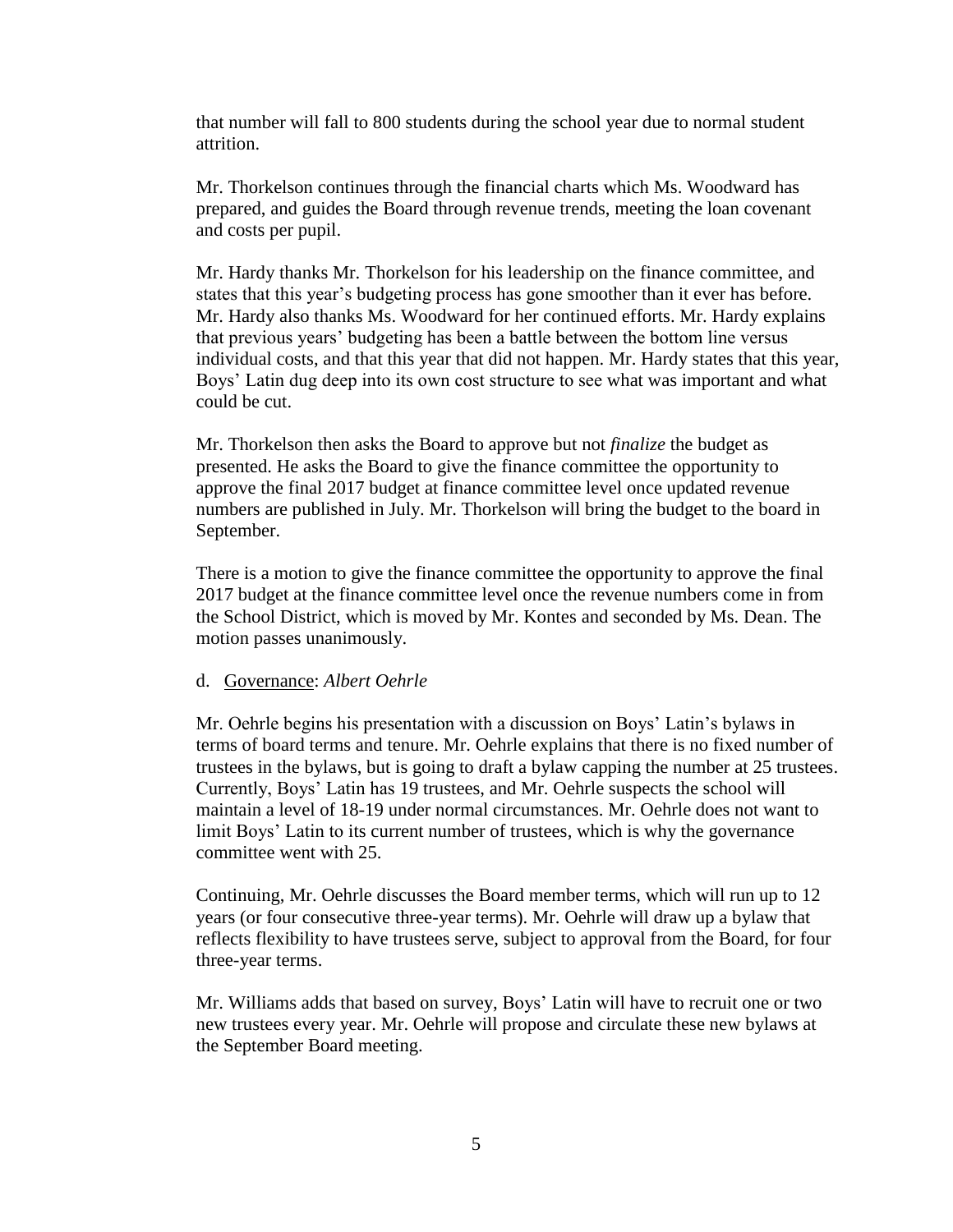that number will fall to 800 students during the school year due to normal student attrition.

Mr. Thorkelson continues through the financial charts which Ms. Woodward has prepared, and guides the Board through revenue trends, meeting the loan covenant and costs per pupil.

Mr. Hardy thanks Mr. Thorkelson for his leadership on the finance committee, and states that this year's budgeting process has gone smoother than it ever has before. Mr. Hardy also thanks Ms. Woodward for her continued efforts. Mr. Hardy explains that previous years' budgeting has been a battle between the bottom line versus individual costs, and that this year that did not happen. Mr. Hardy states that this year, Boys' Latin dug deep into its own cost structure to see what was important and what could be cut.

Mr. Thorkelson then asks the Board to approve but not *finalize* the budget as presented. He asks the Board to give the finance committee the opportunity to approve the final 2017 budget at finance committee level once updated revenue numbers are published in July. Mr. Thorkelson will bring the budget to the board in September.

There is a motion to give the finance committee the opportunity to approve the final 2017 budget at the finance committee level once the revenue numbers come in from the School District, which is moved by Mr. Kontes and seconded by Ms. Dean. The motion passes unanimously.

d. Governance: *Albert Oehrle*

Mr. Oehrle begins his presentation with a discussion on Boys' Latin's bylaws in terms of board terms and tenure. Mr. Oehrle explains that there is no fixed number of trustees in the bylaws, but is going to draft a bylaw capping the number at 25 trustees. Currently, Boys' Latin has 19 trustees, and Mr. Oehrle suspects the school will maintain a level of 18-19 under normal circumstances. Mr. Oehrle does not want to limit Boys' Latin to its current number of trustees, which is why the governance committee went with 25.

Continuing, Mr. Oehrle discusses the Board member terms, which will run up to 12 years (or four consecutive three-year terms). Mr. Oehrle will draw up a bylaw that reflects flexibility to have trustees serve, subject to approval from the Board, for four three-year terms.

Mr. Williams adds that based on survey, Boys' Latin will have to recruit one or two new trustees every year. Mr. Oehrle will propose and circulate these new bylaws at the September Board meeting.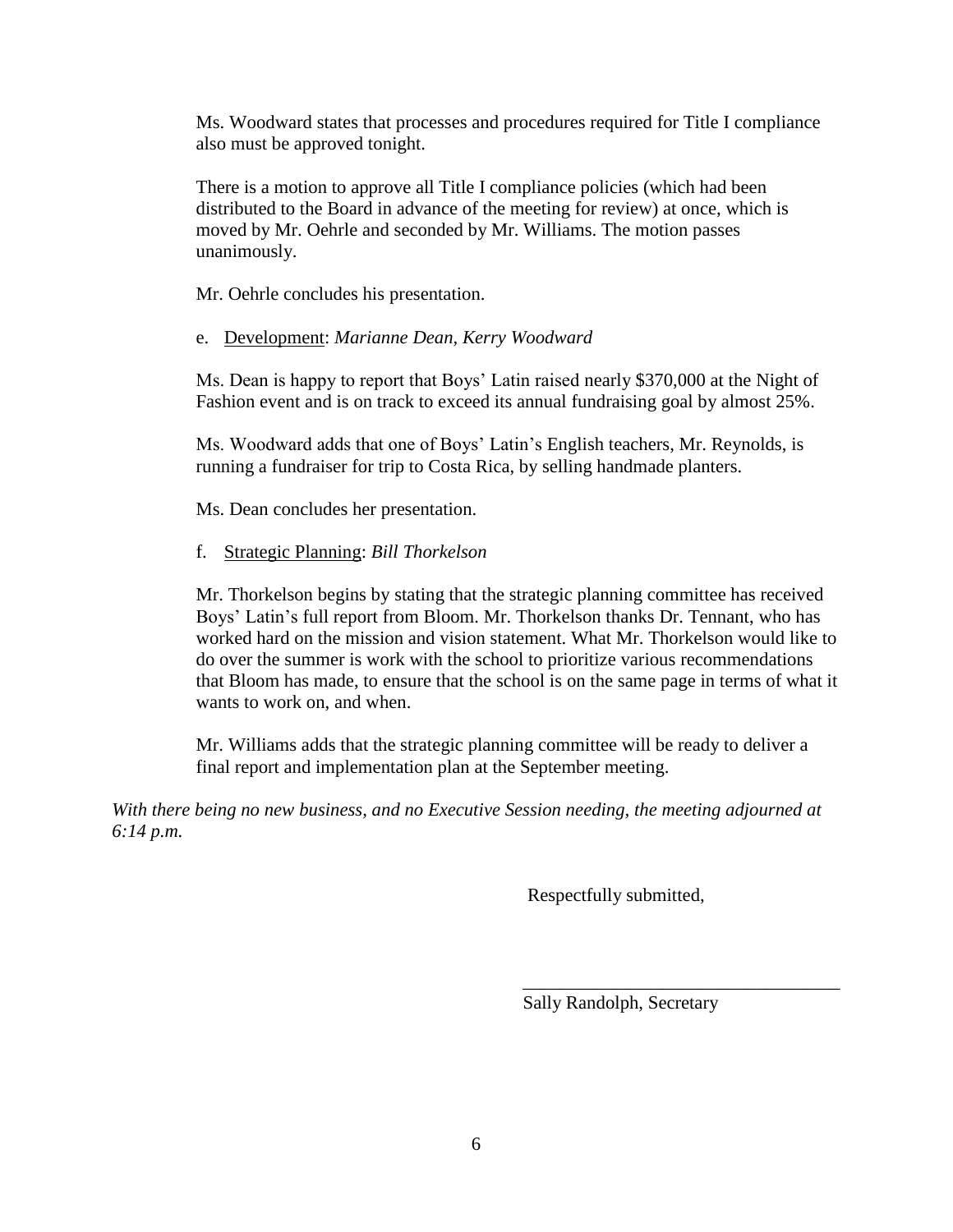Ms. Woodward states that processes and procedures required for Title I compliance also must be approved tonight.

There is a motion to approve all Title I compliance policies (which had been distributed to the Board in advance of the meeting for review) at once, which is moved by Mr. Oehrle and seconded by Mr. Williams. The motion passes unanimously.

Mr. Oehrle concludes his presentation.

e. Development: *Marianne Dean, Kerry Woodward*

Ms. Dean is happy to report that Boys' Latin raised nearly $370,000 at the Night of Fashion event and is on track to exceed its annual fundraising goal by almost 25%.

Ms. Woodward adds that one of Boys' Latin's English teachers, Mr. Reynolds, is running a fundraiser for trip to Costa Rica, by selling handmade planters.

Ms. Dean concludes her presentation.

f. Strategic Planning: *Bill Thorkelson*

Mr. Thorkelson begins by stating that the strategic planning committee has received Boys' Latin's full report from Bloom. Mr. Thorkelson thanks Dr. Tennant, who has worked hard on the mission and vision statement. What Mr. Thorkelson would like to do over the summer is work with the school to prioritize various recommendations that Bloom has made, to ensure that the school is on the same page in terms of what it wants to work on, and when.

Mr. Williams adds that the strategic planning committee will be ready to deliver a final report and implementation plan at the September meeting.

*With there being no new business, and no Executive Session needing, the meeting adjourned at 6:14 p.m.*

Respectfully submitted,

\_\_\_\_\_\_\_\_\_\_\_\_\_\_\_\_\_\_\_\_\_\_\_\_\_\_\_\_\_\_\_\_\_\_\_

Sally Randolph, Secretary